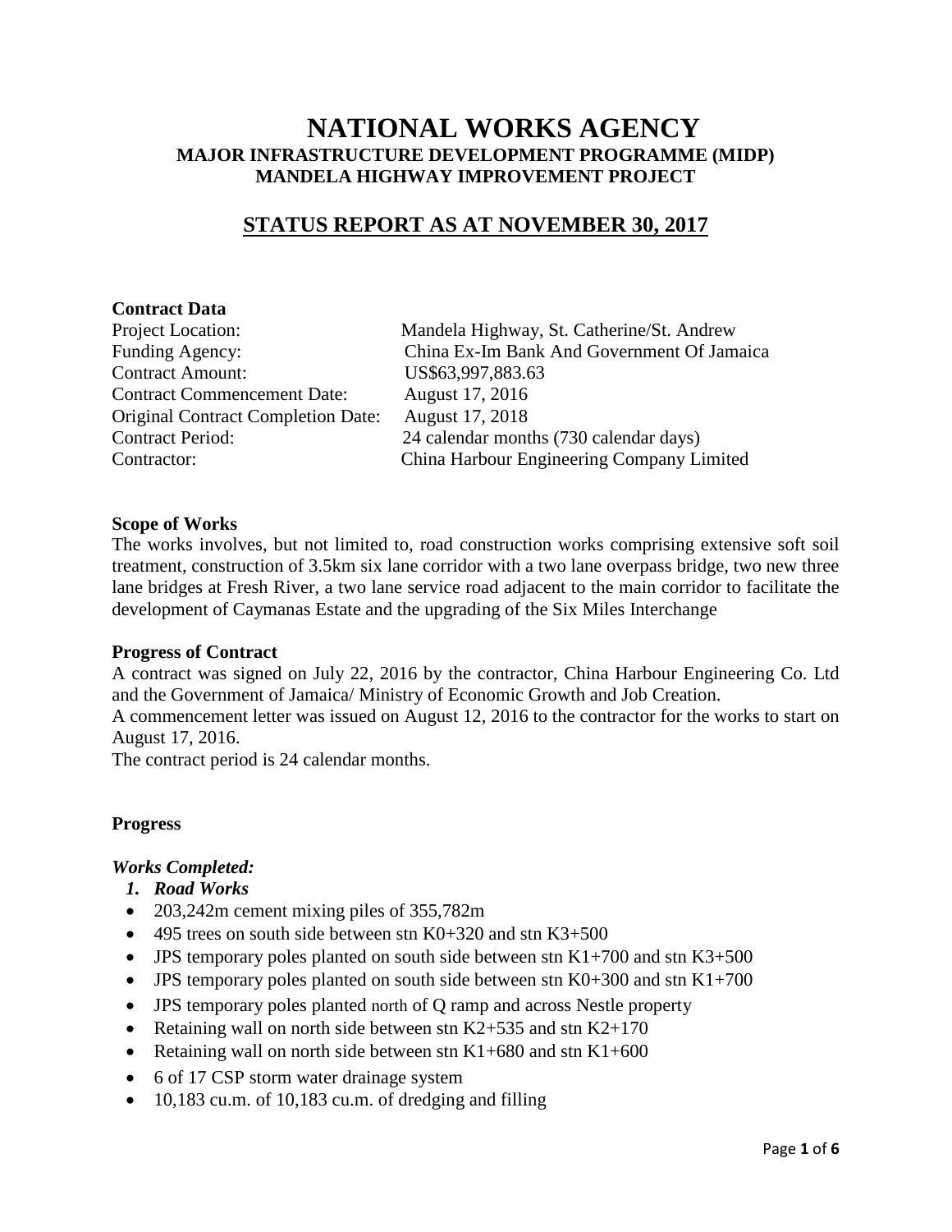# NATIONAL WORKS AGENCY

## MAJOR INFRASTRUCTURE DEVELOPMENT PROGRAMME (MIDP)
## MANDELA HIGHWAY IMPROVEMENT PROJECT

## STATUS REPORT AS AT NOVEMBER 30, 2017

**Contract Data**

| | |
|---|---|
| Project Location: | Mandela Highway, St. Catherine/St. Andrew |
| Funding Agency: | China Ex-Im Bank And Government Of Jamaica |
| Contract Amount: | US$63,997,883.63 |
| Contract Commencement Date: | August 17, 2016 |
| Original Contract Completion Date: | August 17, 2018 |
| Contract Period: | 24 calendar months (730 calendar days) |
| Contractor: | China Harbour Engineering Company Limited |

**Scope of Works**

The works involves, but not limited to, road construction works comprising extensive soft soil treatment, construction of 3.5km six lane corridor with a two lane overpass bridge, two new three lane bridges at Fresh River, a two lane service road adjacent to the main corridor to facilitate the development of Caymanas Estate and the upgrading of the Six Miles Interchange

**Progress of Contract**

A contract was signed on July 22, 2016 by the contractor, China Harbour Engineering Co. Ltd and the Government of Jamaica/ Ministry of Economic Growth and Job Creation.

A commencement letter was issued on August 12, 2016 to the contractor for the works to start on August 17, 2016.

The contract period is 24 calendar months.

**Progress**

***Works Completed:***

1. ***Road Works***

- 203,242m cement mixing piles of 355,782m
- 495 trees on south side between stn K0+320 and stn K3+500
- JPS temporary poles planted on south side between stn K1+700 and stn K3+500
- JPS temporary poles planted on south side between stn K0+300 and stn K1+700
- JPS temporary poles planted north of Q ramp and across Nestle property
- Retaining wall on north side between stn K2+535 and stn K2+170
- Retaining wall on north side between stn K1+680 and stn K1+600
- 6 of 17 CSP storm water drainage system
- 10,183 cu.m. of 10,183 cu.m. of dredging and filling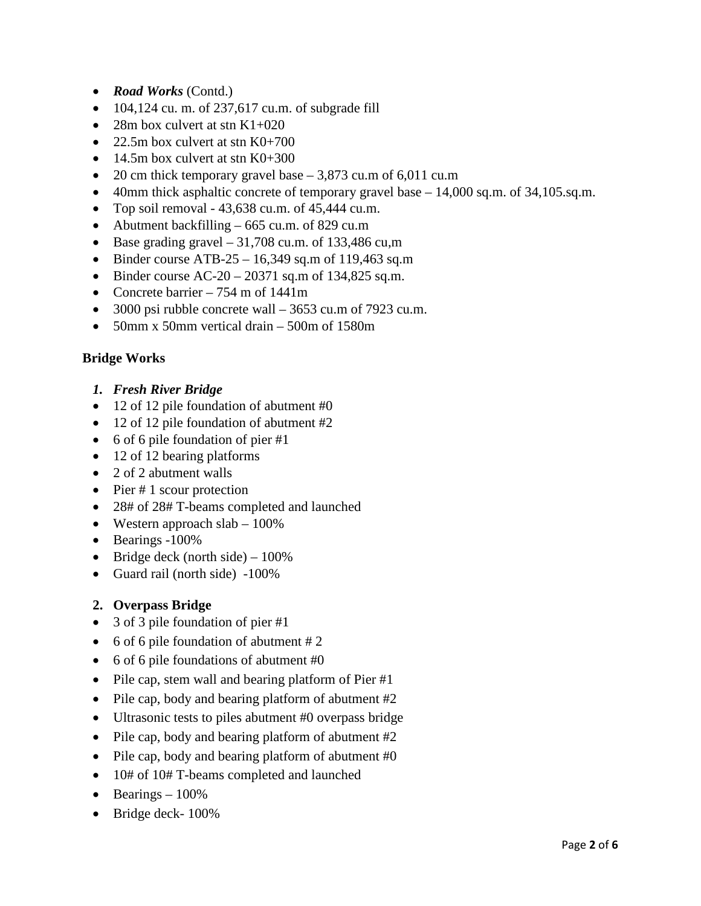- ***Road Works*** (Contd.)
- 104,124 cu. m. of 237,617 cu.m. of subgrade fill
- 28m box culvert at stn K1+020
- 22.5m box culvert at stn K0+700
- 14.5m box culvert at stn K0+300
- 20 cm thick temporary gravel base – 3,873 cu.m of 6,011 cu.m
- 40mm thick asphaltic concrete of temporary gravel base – 14,000 sq.m. of 34,105.sq.m.
- Top soil removal - 43,638 cu.m. of 45,444 cu.m.
- Abutment backfilling – 665 cu.m. of 829 cu.m
- Base grading gravel – 31,708 cu.m. of 133,486 cu,m
- Binder course ATB-25 – 16,349 sq.m of 119,463 sq.m
- Binder course AC-20 – 20371 sq.m of 134,825 sq.m.
- Concrete barrier – 754 m of 1441m
- 3000 psi rubble concrete wall – 3653 cu.m of 7923 cu.m.
- 50mm x 50mm vertical drain – 500m of 1580m

**Bridge Works**

1. ***Fresh River Bridge***

- 12 of 12 pile foundation of abutment #0
- 12 of 12 pile foundation of abutment #2
- 6 of 6 pile foundation of pier #1
- 12 of 12 bearing platforms
- 2 of 2 abutment walls
- Pier # 1 scour protection
- 28# of 28# T-beams completed and launched
- Western approach slab – 100%
- Bearings -100%
- Bridge deck (north side) – 100%
- Guard rail (north side) -100%

2. **Overpass Bridge**

- 3 of 3 pile foundation of pier #1
- 6 of 6 pile foundation of abutment # 2
- 6 of 6 pile foundations of abutment #0
- Pile cap, stem wall and bearing platform of Pier #1
- Pile cap, body and bearing platform of abutment #2
- Ultrasonic tests to piles abutment #0 overpass bridge
- Pile cap, body and bearing platform of abutment #2
- Pile cap, body and bearing platform of abutment #0
- 10# of 10# T-beams completed and launched
- Bearings – 100%
- Bridge deck- 100%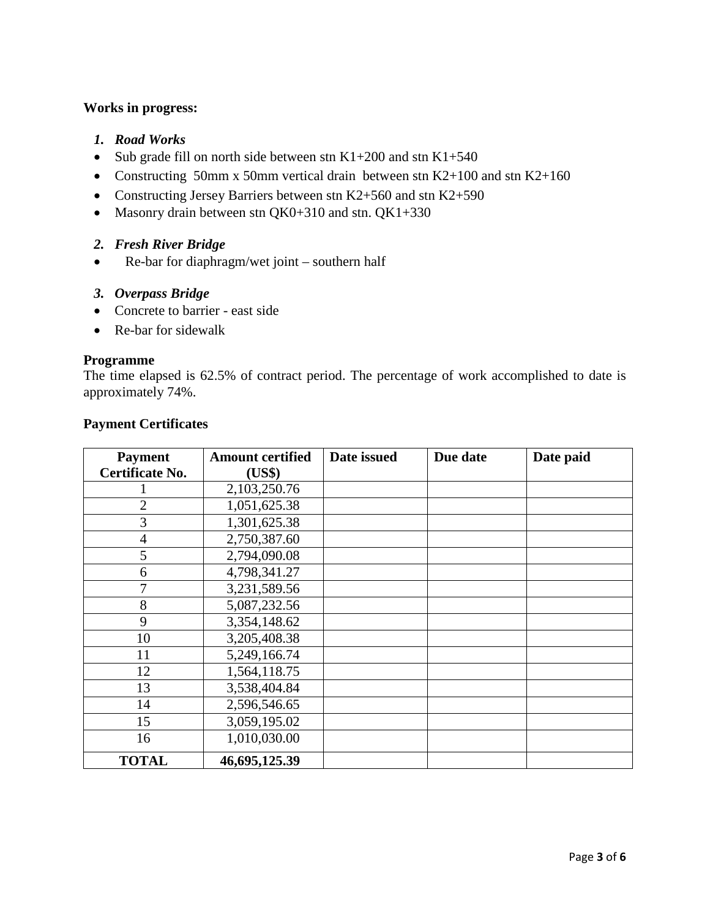**Works in progress:**

1. ***Road Works***

- Sub grade fill on north side between stn K1+200 and stn K1+540
- Constructing 50mm x 50mm vertical drain between stn K2+100 and stn K2+160
- Constructing Jersey Barriers between stn K2+560 and stn K2+590
- Masonry drain between stn QK0+310 and stn. QK1+330

2. ***Fresh River Bridge***

- Re-bar for diaphragm/wet joint – southern half

3. ***Overpass Bridge***

- Concrete to barrier - east side
- Re-bar for sidewalk

**Programme**

The time elapsed is 62.5% of contract period. The percentage of work accomplished to date is approximately 74%.

**Payment Certificates**

| Payment Certificate No. | Amount certified (US$) | Date issued | Due date | Date paid |
|---|---|---|---|---|
| 1 | 2,103,250.76 | | | |
| 2 | 1,051,625.38 | | | |
| 3 | 1,301,625.38 | | | |
| 4 | 2,750,387.60 | | | |
| 5 | 2,794,090.08 | | | |
| 6 | 4,798,341.27 | | | |
| 7 | 3,231,589.56 | | | |
| 8 | 5,087,232.56 | | | |
| 9 | 3,354,148.62 | | | |
| 10 | 3,205,408.38 | | | |
| 11 | 5,249,166.74 | | | |
| 12 | 1,564,118.75 | | | |
| 13 | 3,538,404.84 | | | |
| 14 | 2,596,546.65 | | | |
| 15 | 3,059,195.02 | | | |
| 16 | 1,010,030.00 | | | |
| **TOTAL** | **46,695,125.39** | | | |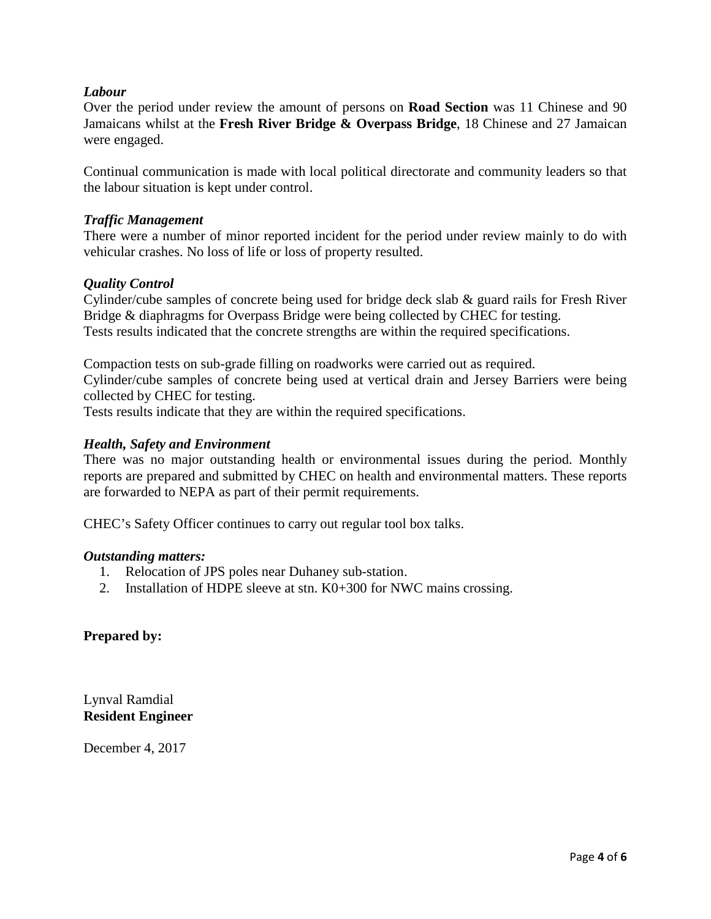***Labour***

Over the period under review the amount of persons on **Road Section** was 11 Chinese and 90 Jamaicans whilst at the **Fresh River Bridge & Overpass Bridge**, 18 Chinese and 27 Jamaican were engaged.

Continual communication is made with local political directorate and community leaders so that the labour situation is kept under control.

***Traffic Management***

There were a number of minor reported incident for the period under review mainly to do with vehicular crashes. No loss of life or loss of property resulted.

***Quality Control***

Cylinder/cube samples of concrete being used for bridge deck slab & guard rails for Fresh River Bridge & diaphragms for Overpass Bridge were being collected by CHEC for testing.
Tests results indicated that the concrete strengths are within the required specifications.

Compaction tests on sub-grade filling on roadworks were carried out as required.
Cylinder/cube samples of concrete being used at vertical drain and Jersey Barriers were being collected by CHEC for testing.
Tests results indicate that they are within the required specifications.

***Health, Safety and Environment***

There was no major outstanding health or environmental issues during the period. Monthly reports are prepared and submitted by CHEC on health and environmental matters. These reports are forwarded to NEPA as part of their permit requirements.

CHEC's Safety Officer continues to carry out regular tool box talks.

***Outstanding matters:***

1. Relocation of JPS poles near Duhaney sub-station.
2. Installation of HDPE sleeve at stn. K0+300 for NWC mains crossing.

**Prepared by:**

Lynval Ramdial
**Resident Engineer**

December 4, 2017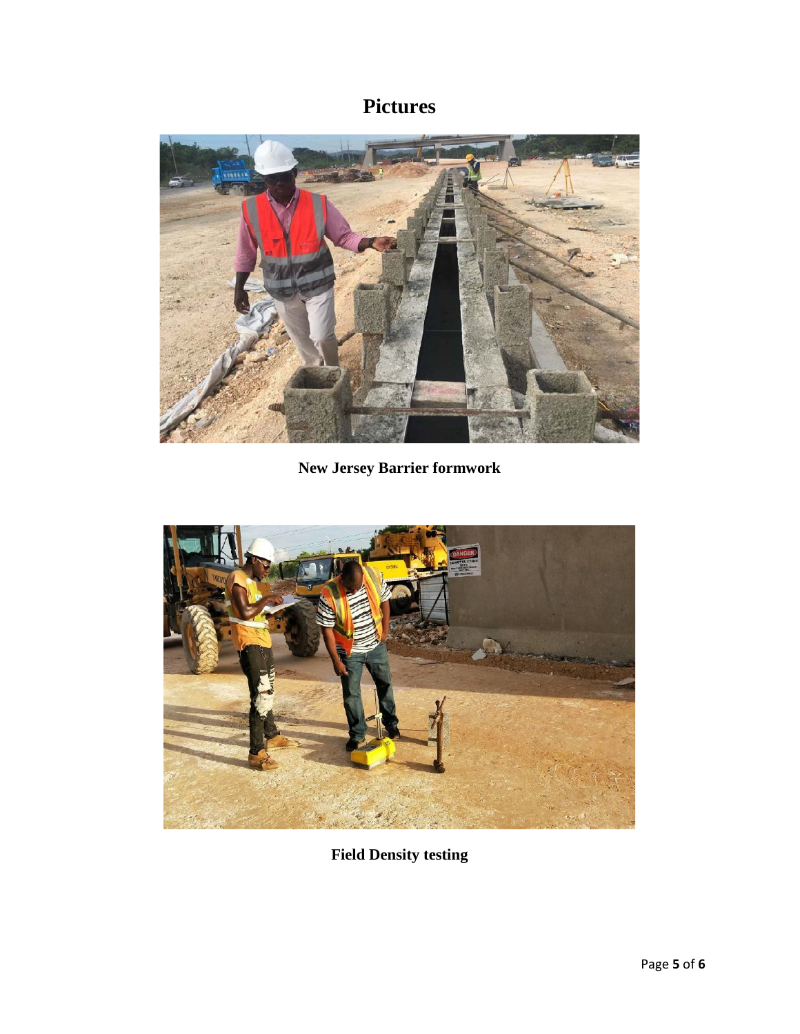# Pictures

**New Jersey Barrier formwork**

**Field Density testing**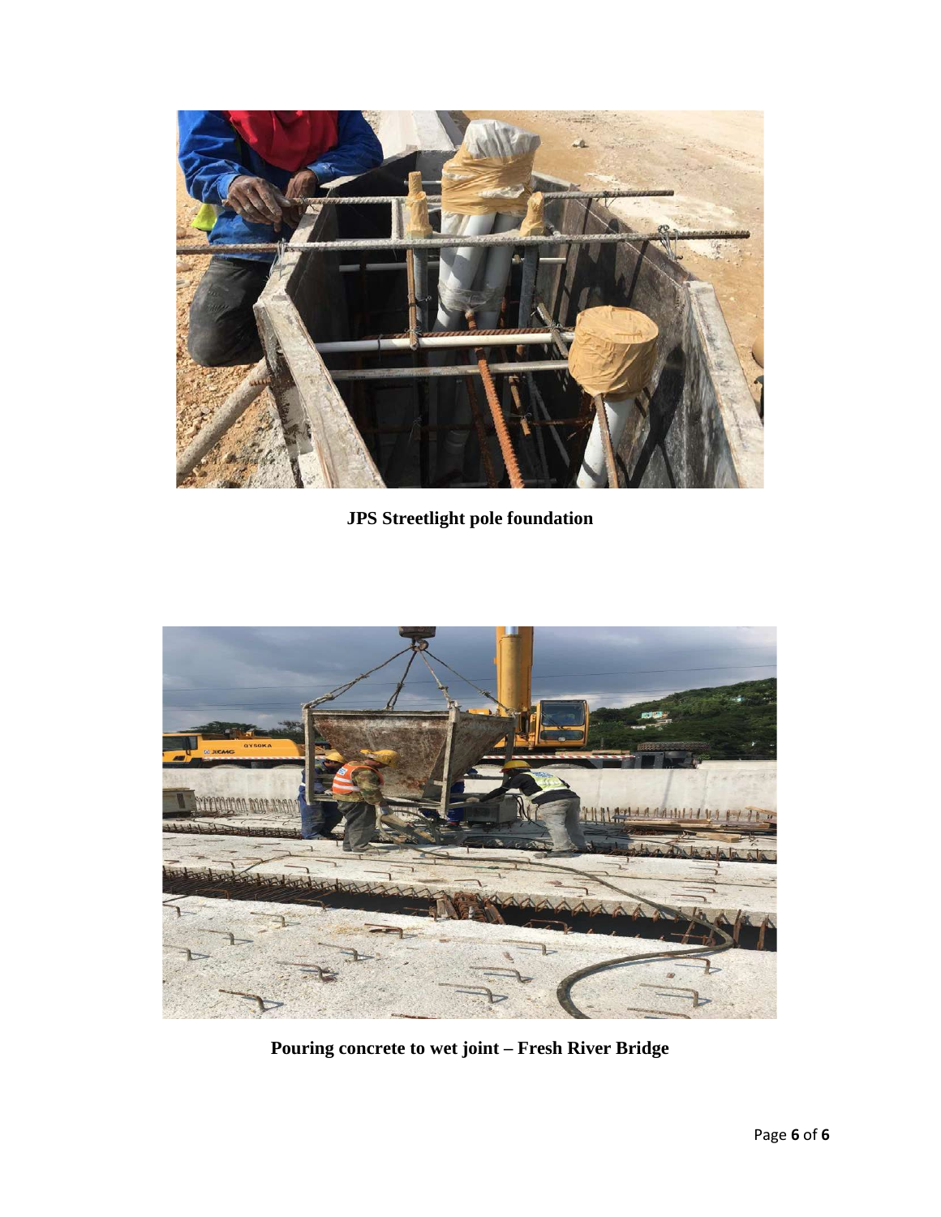**JPS Streetlight pole foundation**

**Pouring concrete to wet joint – Fresh River Bridge**